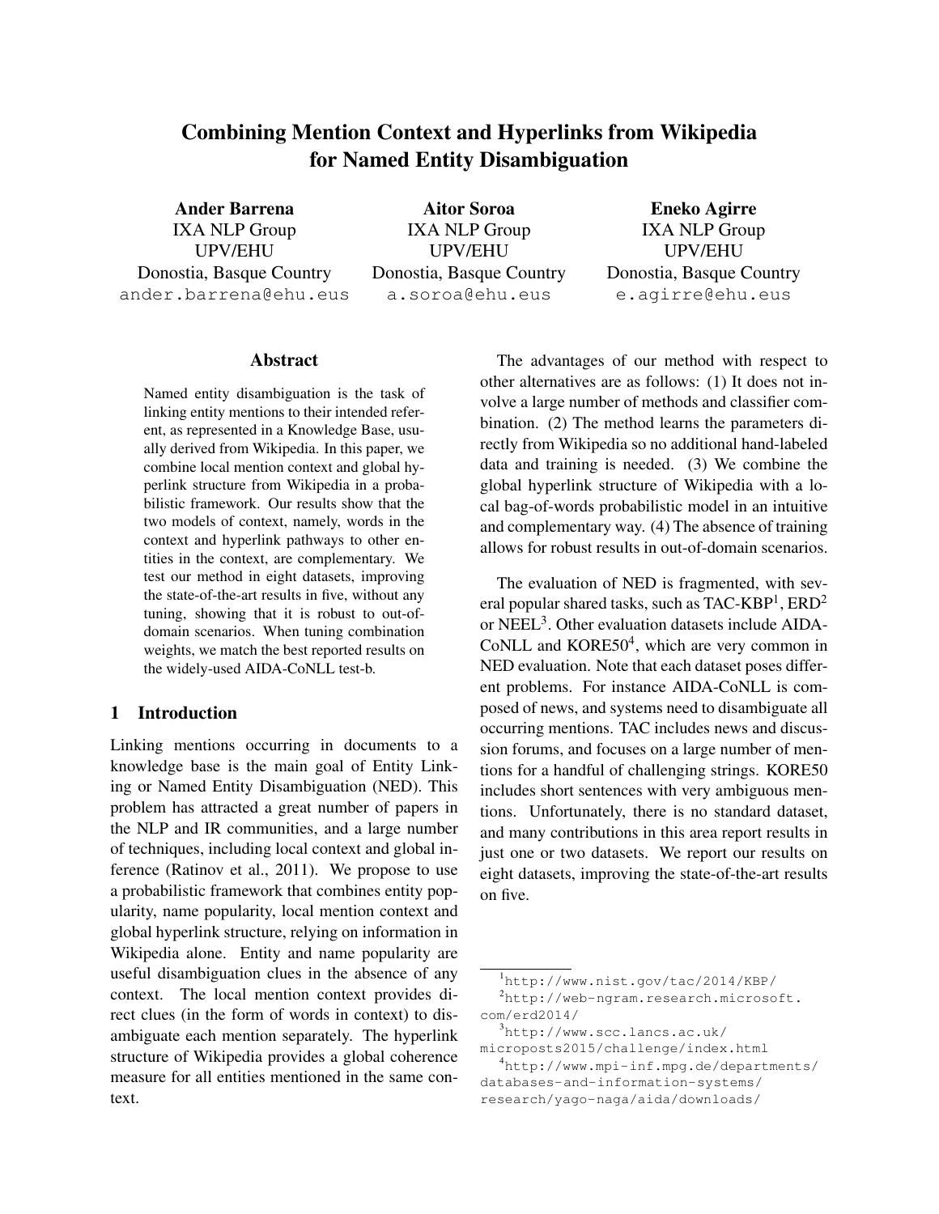# Combining Mention Context and Hyperlinks from Wikipedia for Named Entity Disambiguation

**Ander Barrena**
IXA NLP Group
UPV/EHU
Donostia, Basque Country
ander.barrena@ehu.eus

**Aitor Soroa**
IXA NLP Group
UPV/EHU
Donostia, Basque Country
a.soroa@ehu.eus

**Eneko Agirre**
IXA NLP Group
UPV/EHU
Donostia, Basque Country
e.agirre@ehu.eus

## Abstract

Named entity disambiguation is the task of linking entity mentions to their intended referent, as represented in a Knowledge Base, usually derived from Wikipedia. In this paper, we combine local mention context and global hyperlink structure from Wikipedia in a probabilistic framework. Our results show that the two models of context, namely, words in the context and hyperlink pathways to other entities in the context, are complementary. We test our method in eight datasets, improving the state-of-the-art results in five, without any tuning, showing that it is robust to out-of-domain scenarios. When tuning combination weights, we match the best reported results on the widely-used AIDA-CoNLL test-b.

## 1 Introduction

Linking mentions occurring in documents to a knowledge base is the main goal of Entity Linking or Named Entity Disambiguation (NED). This problem has attracted a great number of papers in the NLP and IR communities, and a large number of techniques, including local context and global inference (Ratinov et al., 2011). We propose to use a probabilistic framework that combines entity popularity, name popularity, local mention context and global hyperlink structure, relying on information in Wikipedia alone. Entity and name popularity are useful disambiguation clues in the absence of any context. The local mention context provides direct clues (in the form of words in context) to disambiguate each mention separately. The hyperlink structure of Wikipedia provides a global coherence measure for all entities mentioned in the same context.

The advantages of our method with respect to other alternatives are as follows: (1) It does not involve a large number of methods and classifier combination. (2) The method learns the parameters directly from Wikipedia so no additional hand-labeled data and training is needed. (3) We combine the global hyperlink structure of Wikipedia with a local bag-of-words probabilistic model in an intuitive and complementary way. (4) The absence of training allows for robust results in out-of-domain scenarios.

The evaluation of NED is fragmented, with several popular shared tasks, such as TAC-KBP[1], ERD[2] or NEEL[3]. Other evaluation datasets include AIDA-CoNLL and KORE50[4], which are very common in NED evaluation. Note that each dataset poses different problems. For instance AIDA-CoNLL is composed of news, and systems need to disambiguate all occurring mentions. TAC includes news and discussion forums, and focuses on a large number of mentions for a handful of challenging strings. KORE50 includes short sentences with very ambiguous mentions. Unfortunately, there is no standard dataset, and many contributions in this area report results in just one or two datasets. We report our results on eight datasets, improving the state-of-the-art results on five.

[1] http://www.nist.gov/tac/2014/KBP/

[2] http://web-ngram.research.microsoft.com/erd2014/

[3] http://www.scc.lancs.ac.uk/microposts2015/challenge/index.html

[4] http://www.mpi-inf.mpg.de/departments/databases-and-information-systems/research/yago-naga/aida/downloads/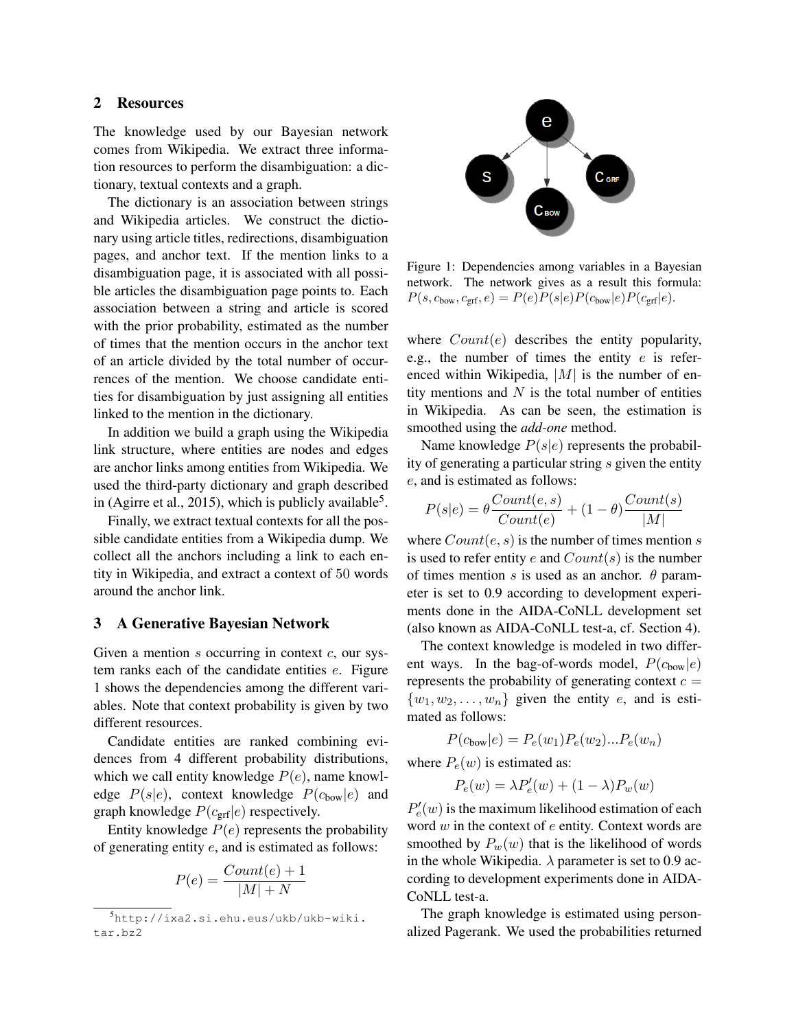## 2 Resources

The knowledge used by our Bayesian network comes from Wikipedia. We extract three information resources to perform the disambiguation: a dictionary, textual contexts and a graph.

The dictionary is an association between strings and Wikipedia articles. We construct the dictionary using article titles, redirections, disambiguation pages, and anchor text. If the mention links to a disambiguation page, it is associated with all possible articles the disambiguation page points to. Each association between a string and article is scored with the prior probability, estimated as the number of times that the mention occurs in the anchor text of an article divided by the total number of occurrences of the mention. We choose candidate entities for disambiguation by just assigning all entities linked to the mention in the dictionary.

In addition we build a graph using the Wikipedia link structure, where entities are nodes and edges are anchor links among entities from Wikipedia. We used the third-party dictionary and graph described in (Agirre et al., 2015), which is publicly available[5].

Finally, we extract textual contexts for all the possible candidate entities from a Wikipedia dump. We collect all the anchors including a link to each entity in Wikipedia, and extract a context of 50 words around the anchor link.

## 3 A Generative Bayesian Network

Given a mention $s$ occurring in context $c$, our system ranks each of the candidate entities $e$. Figure 1 shows the dependencies among the different variables. Note that context probability is given by two different resources.

Figure 1: Dependencies among variables in a Bayesian network. The network gives as a result this formula: $P(s, c_{\text{bow}}, c_{\text{grf}}, e) = P(e)P(s|e)P(c_{\text{bow}}|e)P(c_{\text{grf}}|e)$.

Candidate entities are ranked combining evidences from 4 different probability distributions, which we call entity knowledge $P(e)$, name knowledge $P(s|e)$, context knowledge $P(c_{\text{bow}}|e)$ and graph knowledge $P(c_{\text{grf}}|e)$ respectively.

Entity knowledge $P(e)$ represents the probability of generating entity $e$, and is estimated as follows:

$$P(e) = \frac{Count(e) + 1}{|M| + N}$$

where $Count(e)$ describes the entity popularity, e.g., the number of times the entity $e$ is referenced within Wikipedia, $|M|$ is the number of entity mentions and $N$ is the total number of entities in Wikipedia. As can be seen, the estimation is smoothed using the ***add-one*** method.

Name knowledge $P(s|e)$ represents the probability of generating a particular string $s$ given the entity $e$, and is estimated as follows:

$$P(s|e) = \theta \frac{Count(e, s)}{Count(e)} + (1 - \theta) \frac{Count(s)}{|M|}$$

where $Count(e, s)$ is the number of times mention $s$ is used to refer entity $e$ and $Count(s)$ is the number of times mention $s$ is used as an anchor. $\theta$ parameter is set to 0.9 according to development experiments done in the AIDA-CoNLL development set (also known as AIDA-CoNLL test-a, cf. Section 4).

The context knowledge is modeled in two different ways. In the bag-of-words model, $P(c_{\text{bow}}|e)$ represents the probability of generating context $c = \{w_1, w_2, \ldots, w_n\}$ given the entity $e$, and is estimated as follows:

$$P(c_{\text{bow}}|e) = P_e(w_1)P_e(w_2)...P_e(w_n)$$

where $P_e(w)$ is estimated as:

$$P_e(w) = \lambda P'_e(w) + (1 - \lambda)P_w(w)$$

$P'_e(w)$ is the maximum likelihood estimation of each word $w$ in the context of $e$ entity. Context words are smoothed by $P_w(w)$ that is the likelihood of words in the whole Wikipedia. $\lambda$ parameter is set to 0.9 according to development experiments done in AIDA-CoNLL test-a.

The graph knowledge is estimated using personalized Pagerank. We used the probabilities returned

[5] http://ixa2.si.ehu.eus/ukb/ukb-wiki.tar.bz2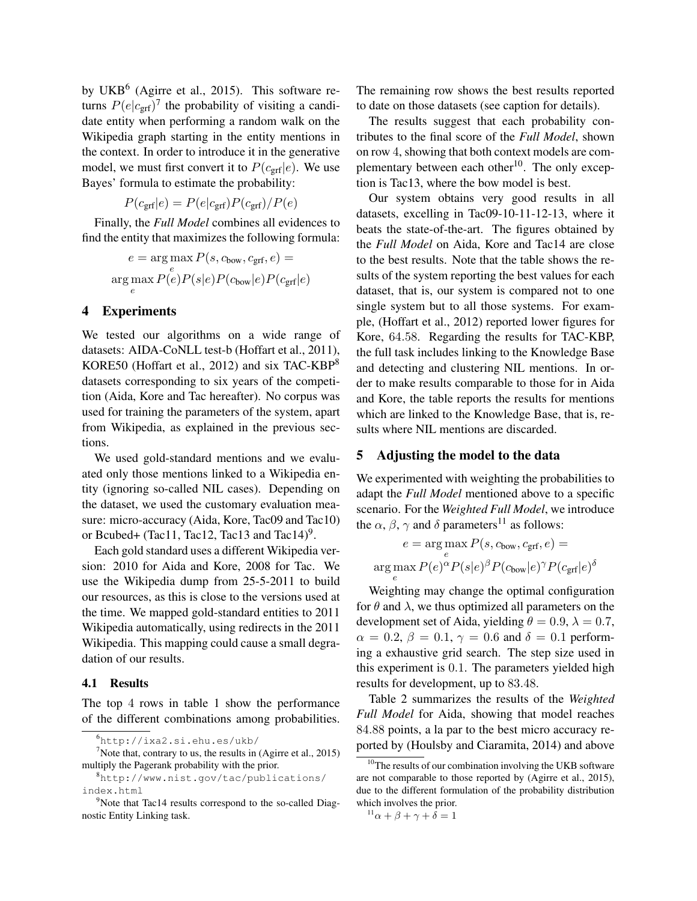by UKB[6] (Agirre et al., 2015). This software returns $P(e|c_{\text{grf}})$[7] the probability of visiting a candidate entity when performing a random walk on the Wikipedia graph starting in the entity mentions in the context. In order to introduce it in the generative model, we must first convert it to $P(c_{\text{grf}}|e)$. We use Bayes' formula to estimate the probability:

$$P(c_{\text{grf}}|e) = P(e|c_{\text{grf}})P(c_{\text{grf}})/P(e)$$

Finally, the *Full Model* combines all evidences to find the entity that maximizes the following formula:

$$e = \arg\max_e P(s, c_{\text{bow}}, c_{\text{grf}}, e) =$$
$$\arg\max_e P(e)P(s|e)P(c_{\text{bow}}|e)P(c_{\text{grf}}|e)$$

## 4 Experiments

We tested our algorithms on a wide range of datasets: AIDA-CoNLL test-b (Hoffart et al., 2011), KORE50 (Hoffart et al., 2012) and six TAC-KBP[8] datasets corresponding to six years of the competition (Aida, Kore and Tac hereafter). No corpus was used for training the parameters of the system, apart from Wikipedia, as explained in the previous sections.

We used gold-standard mentions and we evaluated only those mentions linked to a Wikipedia entity (ignoring so-called NIL cases). Depending on the dataset, we used the customary evaluation measure: micro-accuracy (Aida, Kore, Tac09 and Tac10) or Bcubed+ (Tac11, Tac12, Tac13 and Tac14)[9].

Each gold standard uses a different Wikipedia version: 2010 for Aida and Kore, 2008 for Tac. We use the Wikipedia dump from 25-5-2011 to build our resources, as this is close to the versions used at the time. We mapped gold-standard entities to 2011 Wikipedia automatically, using redirects in the 2011 Wikipedia. This mapping could cause a small degradation of our results.

### 4.1 Results

The top 4 rows in table 1 show the performance of the different combinations among probabilities. The remaining row shows the best results reported to date on those datasets (see caption for details).

The results suggest that each probability contributes to the final score of the *Full Model*, shown on row 4, showing that both context models are complementary between each other[10]. The only exception is Tac13, where the bow model is best.

Our system obtains very good results in all datasets, excelling in Tac09-10-11-12-13, where it beats the state-of-the-art. The figures obtained by the *Full Model* on Aida, Kore and Tac14 are close to the best results. Note that the table shows the results of the system reporting the best values for each dataset, that is, our system is compared not to one single system but to all those systems. For example, (Hoffart et al., 2012) reported lower figures for Kore, 64.58. Regarding the results for TAC-KBP, the full task includes linking to the Knowledge Base and detecting and clustering NIL mentions. In order to make results comparable to those for in Aida and Kore, the table reports the results for mentions which are linked to the Knowledge Base, that is, results where NIL mentions are discarded.

## 5 Adjusting the model to the data

We experimented with weighting the probabilities to adapt the *Full Model* mentioned above to a specific scenario. For the *Weighted Full Model*, we introduce the $\alpha$, $\beta$, $\gamma$ and $\delta$ parameters[11] as follows:

$$e = \arg\max_e P(s, c_{\text{bow}}, c_{\text{grf}}, e) =$$
$$\arg\max_e P(e)^{\alpha}P(s|e)^{\beta}P(c_{\text{bow}}|e)^{\gamma}P(c_{\text{grf}}|e)^{\delta}$$

Weighting may change the optimal configuration for $\theta$ and $\lambda$, we thus optimized all parameters on the development set of Aida, yielding $\theta = 0.9$, $\lambda = 0.7$, $\alpha = 0.2$, $\beta = 0.1$, $\gamma = 0.6$ and $\delta = 0.1$ performing a exhaustive grid search. The step size used in this experiment is 0.1. The parameters yielded high results for development, up to 83.48.

Table 2 summarizes the results of the *Weighted Full Model* for Aida, showing that model reaches 84.88 points, a la par to the best micro accuracy reported by (Houlsby and Ciaramita, 2014) and above

[6] http://ixa2.si.ehu.es/ukb/

[7] Note that, contrary to us, the results in (Agirre et al., 2015) multiply the Pagerank probability with the prior.

[8] http://www.nist.gov/tac/publications/index.html

[9] Note that Tac14 results correspond to the so-called Diagnostic Entity Linking task.

[10] The results of our combination involving the UKB software are not comparable to those reported by (Agirre et al., 2015), due to the different formulation of the probability distribution which involves the prior.

[11] $\alpha + \beta + \gamma + \delta = 1$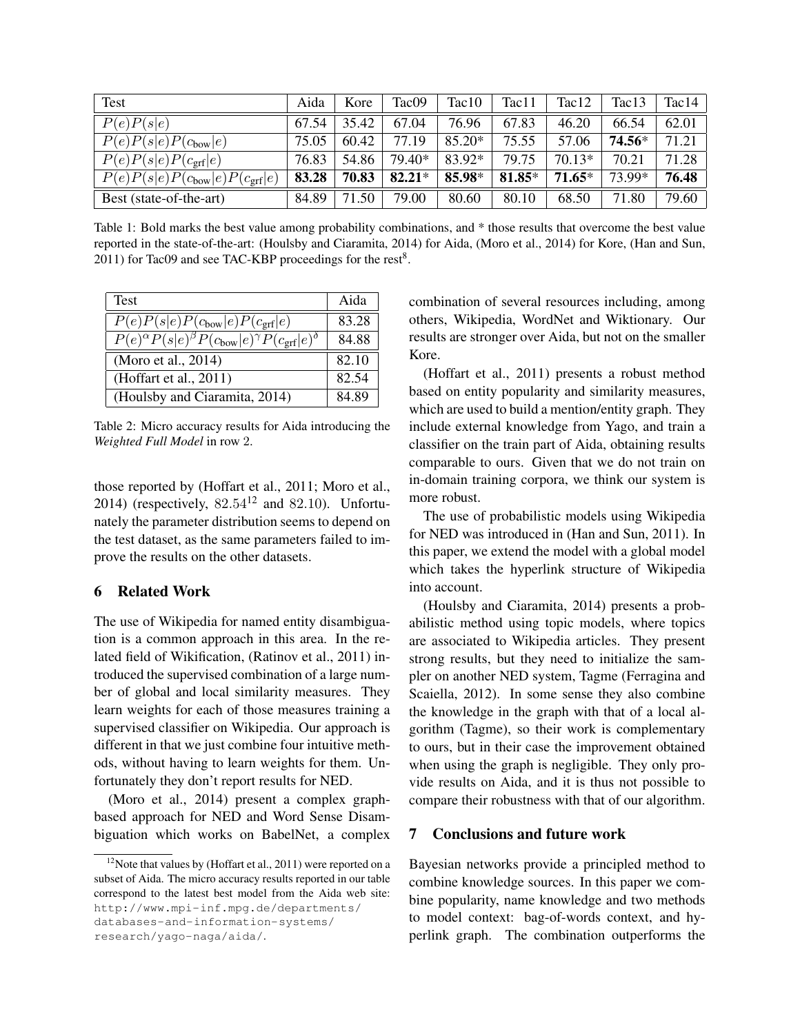| Test | Aida | Kore | Tac09 | Tac10 | Tac11 | Tac12 | Tac13 | Tac14 |
|---|---|---|---|---|---|---|---|---|
| $P(e)P(s\|e)$ | 67.54 | 35.42 | 67.04 | 76.96 | 67.83 | 46.20 | 66.54 | 62.01 |
| $P(e)P(s\|e)P(c_{\text{bow}}\|e)$ | 75.05 | 60.42 | 77.19 | 85.20* | 75.55 | 57.06 | **74.56*** | 71.21 |
| $P(e)P(s\|e)P(c_{\text{grf}}\|e)$ | 76.83 | 54.86 | 79.40* | 83.92* | 79.75 | 70.13* | 70.21 | 71.28 |
| $P(e)P(s\|e)P(c_{\text{bow}}\|e)P(c_{\text{grf}}\|e)$ | **83.28** | **70.83** | **82.21*** | **85.98*** | **81.85*** | **71.65*** | 73.99* | **76.48** |
| Best (state-of-the-art) | 84.89 | 71.50 | 79.00 | 80.60 | 80.10 | 68.50 | 71.80 | 79.60 |

Table 1: Bold marks the best value among probability combinations, and * those results that overcome the best value reported in the state-of-the-art: (Houlsby and Ciaramita, 2014) for Aida, (Moro et al., 2014) for Kore, (Han and Sun, 2011) for Tac09 and see TAC-KBP proceedings for the rest[8].

| Test | Aida |
|---|---|
| $P(e)P(s\|e)P(c_{\text{bow}}\|e)P(c_{\text{grf}}\|e)$ | 83.28 |
| $P(e)^{\alpha}P(s\|e)^{\beta}P(c_{\text{bow}}\|e)^{\gamma}P(c_{\text{grf}}\|e)^{\delta}$ | 84.88 |
| (Moro et al., 2014) | 82.10 |
| (Hoffart et al., 2011) | 82.54 |
| (Houlsby and Ciaramita, 2014) | 84.89 |

Table 2: Micro accuracy results for Aida introducing the *Weighted Full Model* in row 2.

those reported by (Hoffart et al., 2011; Moro et al., 2014) (respectively, $82.54$[12] and $82.10$). Unfortunately the parameter distribution seems to depend on the test dataset, as the same parameters failed to improve the results on the other datasets.

## 6 Related Work

The use of Wikipedia for named entity disambiguation is a common approach in this area. In the related field of Wikification, (Ratinov et al., 2011) introduced the supervised combination of a large number of global and local similarity measures. They learn weights for each of those measures training a supervised classifier on Wikipedia. Our approach is different in that we just combine four intuitive methods, without having to learn weights for them. Unfortunately they don't report results for NED.

(Moro et al., 2014) present a complex graph-based approach for NED and Word Sense Disambiguation which works on BabelNet, a complex combination of several resources including, among others, Wikipedia, WordNet and Wiktionary. Our results are stronger over Aida, but not on the smaller Kore.

(Hoffart et al., 2011) presents a robust method based on entity popularity and similarity measures, which are used to build a mention/entity graph. They include external knowledge from Yago, and train a classifier on the train part of Aida, obtaining results comparable to ours. Given that we do not train on in-domain training corpora, we think our system is more robust.

The use of probabilistic models using Wikipedia for NED was introduced in (Han and Sun, 2011). In this paper, we extend the model with a global model which takes the hyperlink structure of Wikipedia into account.

(Houlsby and Ciaramita, 2014) presents a probabilistic method using topic models, where topics are associated to Wikipedia articles. They present strong results, but they need to initialize the sampler on another NED system, Tagme (Ferragina and Scaiella, 2012). In some sense they also combine the knowledge in the graph with that of a local algorithm (Tagme), so their work is complementary to ours, but in their case the improvement obtained when using the graph is negligible. They only provide results on Aida, and it is thus not possible to compare their robustness with that of our algorithm.

## 7 Conclusions and future work

Bayesian networks provide a principled method to combine knowledge sources. In this paper we combine popularity, name knowledge and two methods to model context: bag-of-words context, and hyperlink graph. The combination outperforms the

[12] Note that values by (Hoffart et al., 2011) were reported on a subset of Aida. The micro accuracy results reported in our table correspond to the latest best model from the Aida web site: http://www.mpi-inf.mpg.de/departments/databases-and-information-systems/research/yago-naga/aida/.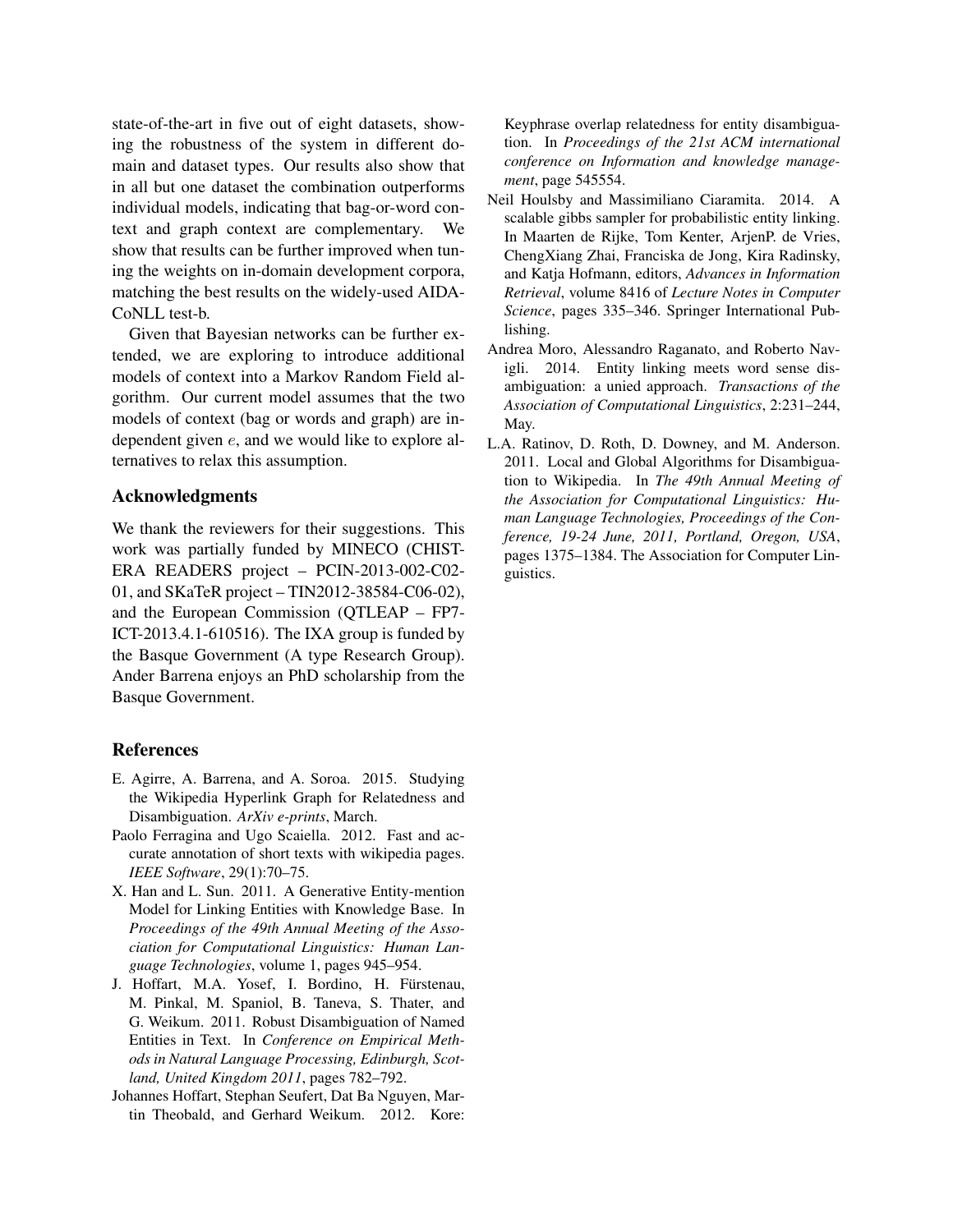state-of-the-art in five out of eight datasets, showing the robustness of the system in different domain and dataset types. Our results also show that in all but one dataset the combination outperforms individual models, indicating that bag-or-word context and graph context are complementary. We show that results can be further improved when tuning the weights on in-domain development corpora, matching the best results on the widely-used AIDA-CoNLL test-b.

Given that Bayesian networks can be further extended, we are exploring to introduce additional models of context into a Markov Random Field algorithm. Our current model assumes that the two models of context (bag or words and graph) are independent given $e$, and we would like to explore alternatives to relax this assumption.

## Acknowledgments

We thank the reviewers for their suggestions. This work was partially funded by MINECO (CHIST-ERA READERS project – PCIN-2013-002-C02-01, and SKaTeR project – TIN2012-38584-C06-02), and the European Commission (QTLEAP – FP7-ICT-2013.4.1-610516). The IXA group is funded by the Basque Government (A type Research Group). Ander Barrena enjoys an PhD scholarship from the Basque Government.

## References

E. Agirre, A. Barrena, and A. Soroa. 2015. Studying the Wikipedia Hyperlink Graph for Relatedness and Disambiguation. *ArXiv e-prints*, March.

Paolo Ferragina and Ugo Scaiella. 2012. Fast and accurate annotation of short texts with wikipedia pages. *IEEE Software*, 29(1):70–75.

X. Han and L. Sun. 2011. A Generative Entity-mention Model for Linking Entities with Knowledge Base. In *Proceedings of the 49th Annual Meeting of the Association for Computational Linguistics: Human Language Technologies*, volume 1, pages 945–954.

J. Hoffart, M.A. Yosef, I. Bordino, H. Fürstenau, M. Pinkal, M. Spaniol, B. Taneva, S. Thater, and G. Weikum. 2011. Robust Disambiguation of Named Entities in Text. In *Conference on Empirical Methods in Natural Language Processing, Edinburgh, Scotland, United Kingdom 2011*, pages 782–792.

Johannes Hoffart, Stephan Seufert, Dat Ba Nguyen, Martin Theobald, and Gerhard Weikum. 2012. Kore: Keyphrase overlap relatedness for entity disambiguation. In *Proceedings of the 21st ACM international conference on Information and knowledge management*, page 545554.

Neil Houlsby and Massimiliano Ciaramita. 2014. A scalable gibbs sampler for probabilistic entity linking. In Maarten de Rijke, Tom Kenter, ArjenP. de Vries, ChengXiang Zhai, Franciska de Jong, Kira Radinsky, and Katja Hofmann, editors, *Advances in Information Retrieval*, volume 8416 of *Lecture Notes in Computer Science*, pages 335–346. Springer International Publishing.

Andrea Moro, Alessandro Raganato, and Roberto Navigli. 2014. Entity linking meets word sense disambiguation: a unied approach. *Transactions of the Association of Computational Linguistics*, 2:231–244, May.

L.A. Ratinov, D. Roth, D. Downey, and M. Anderson. 2011. Local and Global Algorithms for Disambiguation to Wikipedia. In *The 49th Annual Meeting of the Association for Computational Linguistics: Human Language Technologies, Proceedings of the Conference, 19-24 June, 2011, Portland, Oregon, USA*, pages 1375–1384. The Association for Computer Linguistics.